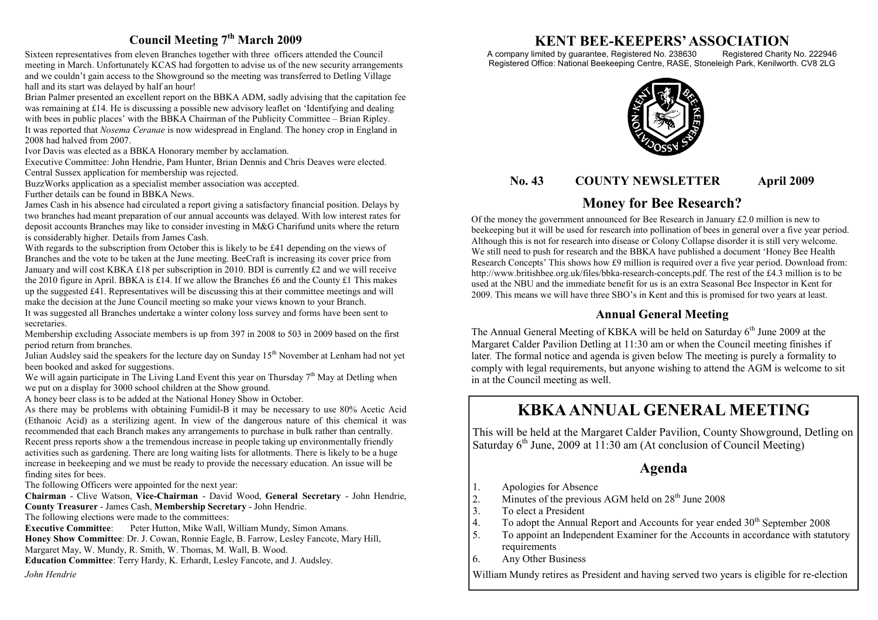## Council Meeting 7th March 2009

Sixteen representatives from eleven Branches together with three officers attended the Council meeting in March. Unfortunately KCAS had forgotten to advise us of the new security arrangements and we couldn't gain access to the Showground so the meeting was transferred to Detling Village hall and its start was delayed by half an hour!

Brian Palmer presented an excellent report on the BBKA ADM, sadly advising that the capitation fee was remaining at £14. He is discussing a possible new advisory leaflet on 'Identifying and dealing with bees in public places' with the BBKA Chairman of the Publicity Committee – Brian Ripley.

It was reported that *Nosema Ceranae* is now widespread in England. The honey crop in England in 2008 had halved from 2007.

Ivor Davis was elected as a BBKA Honorary member by acclamation.

Executive Committee: John Hendrie, Pam Hunter, Brian Dennis and Chris Deaves were elected.

Central Sussex application for membership was rejected.

BuzzWorks application as a specialist member association was accepted.

Further details can be found in BBKA News.

James Cash in his absence had circulated a report giving a satisfactory financial position. Delays by two branches had meant preparation of our annual accounts was delayed. With low interest rates for deposit accounts Branches may like to consider investing in M&G Charifund units where the return is considerably higher. Details from James Cash.

With regards to the subscription from October this is likely to be £41 depending on the views of Branches and the vote to be taken at the June meeting. BeeCraft is increasing its cover price from January and will cost KBKA £18 per subscription in 2010. BDI is currently £2 and we will receive the 2010 figure in April. BBKA is £14. If we allow the Branches £6 and the County £1 This makes up the suggested £41. Representatives will be discussing this at their committee meetings and will make the decision at the June Council meeting so make your views known to your Branch.

It was suggested all Branches undertake a winter colony loss survey and forms have been sent to secretaries.

Membership excluding Associate members is up from 397 in 2008 to 503 in 2009 based on the first period return from branches.

Julian Audsley said the speakers for the lecture day on Sunday 15th November at Lenham had not yet been booked and asked for suggestions.

We will again participate in The Living Land Event this year on Thursday 7th May at Detling when we put on a display for 3000 school children at the Show ground.

A honey beer class is to be added at the National Honey Show in October.

As there may be problems with obtaining Fumidil-B it may be necessary to use 80% Acetic Acid (Ethanoic Acid) as a sterilizing agent. In view of the dangerous nature of this chemical it was recommended that each Branch makes any arrangements to purchase in bulk rather than centrally.

Recent press reports show a the tremendous increase in people taking up environmentally friendly activities such as gardening. There are long waiting lists for allotments. There is likely to be a huge increase in beekeeping and we must be ready to provide the necessary education. An issue will be finding sites for bees.

The following Officers were appointed for the next year:

**Chairman** - Clive Watson, **Vice-Chairman** - David Wood, **General Secretary** - John Hendrie, **County Treasurer** - James Cash, **Membership Secretary** - John Hendrie.

The following elections were made to the committees:

**Executive Committee**: Peter Hutton, Mike Wall, William Mundy, Simon Amans.

**Honey Show Committee**: Dr. J. Cowan, Ronnie Eagle, B. Farrow, Lesley Fancote, Mary Hill, Margaret May, W. Mundy, R. Smith, W. Thomas, M. Wall, B. Wood.

**Education Committee**: Terry Hardy, K. Erhardt, Lesley Fancote, and J. Audsley.

*John Hendrie*

# KENT BEE-KEEPERS' ASSOCIATION

A company limited by guarantee, Registered No. 238630 Registered Charity No. 222946
Registered Office: National Beekeeping Centre, RASE, Stoneleigh Park, Kenilworth. CV8 2LG

**No. 43 COUNTY NEWSLETTER April 2009**

## Money for Bee Research?

Of the money the government announced for Bee Research in January £2.0 million is new to beekeeping but it will be used for research into pollination of bees in general over a five year period. Although this is not for research into disease or Colony Collapse disorder it is still very welcome. We still need to push for research and the BBKA have published a document 'Honey Bee Health Research Concepts' This shows how £9 million is required over a five year period. Download from: http://www.britishbee.org.uk/files/bbka-research-concepts.pdf. The rest of the £4.3 million is to be used at the NBU and the immediate benefit for us is an extra Seasonal Bee Inspector in Kent for 2009. This means we will have three SBO's in Kent and this is promised for two years at least.

## Annual General Meeting

The Annual General Meeting of KBKA will be held on Saturday 6th June 2009 at the Margaret Calder Pavilion Detling at 11:30 am or when the Council meeting finishes if later. The formal notice and agenda is given below The meeting is purely a formality to comply with legal requirements, but anyone wishing to attend the AGM is welcome to sit in at the Council meeting as well.

# KBKA ANNUAL GENERAL MEETING

This will be held at the Margaret Calder Pavilion, County Showground, Detling on Saturday 6th June, 2009 at 11:30 am (At conclusion of Council Meeting)

## Agenda

1. Apologies for Absence
2. Minutes of the previous AGM held on 28th June 2008
3. To elect a President
4. To adopt the Annual Report and Accounts for year ended 30th September 2008
5. To appoint an Independent Examiner for the Accounts in accordance with statutory requirements
6. Any Other Business

William Mundy retires as President and having served two years is eligible for re-election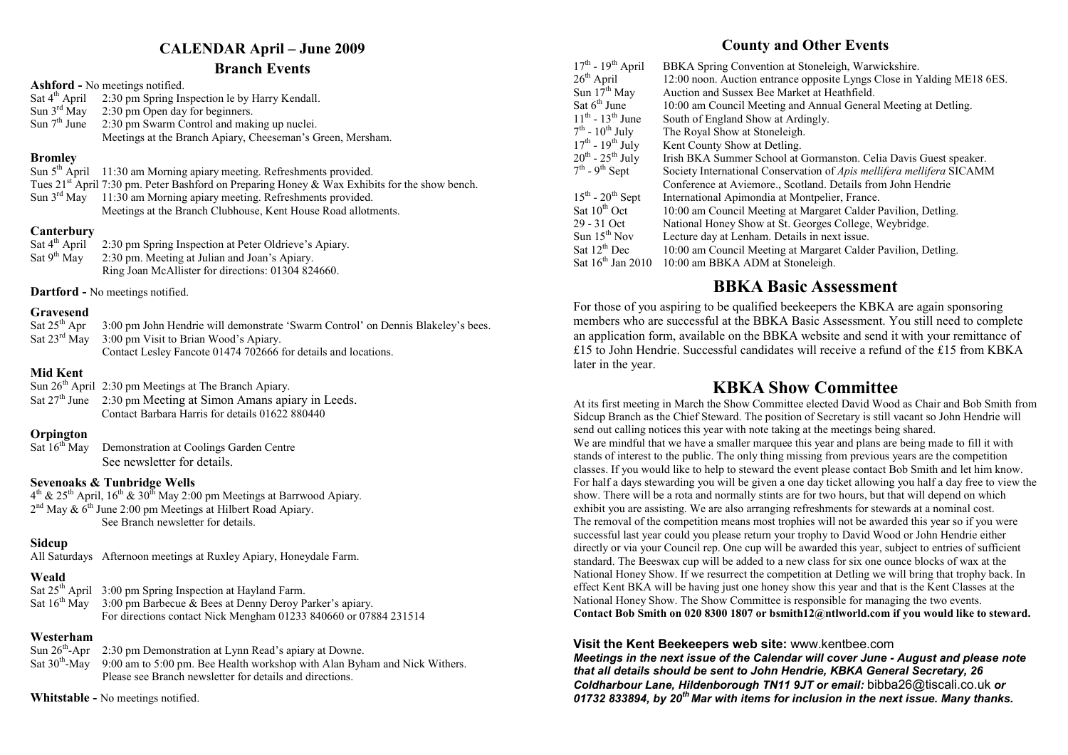# CALENDAR April – June 2009

## Branch Events

**Ashford -** No meetings notified.

Sat 4th April 2:30 pm Spring Inspection le by Harry Kendall.
Sun 3rd May 2:30 pm Open day for beginners.
Sun 7th June 2:30 pm Swarm Control and making up nuclei.
Meetings at the Branch Apiary, Cheeseman's Green, Mersham.

### Bromley

Sun 5th April 11:30 am Morning apiary meeting. Refreshments provided.
Tues 21st April 7:30 pm. Peter Bashford on Preparing Honey & Wax Exhibits for the show bench.
Sun 3rd May 11:30 am Morning apiary meeting. Refreshments provided.
Meetings at the Branch Clubhouse, Kent House Road allotments.

### Canterbury

Sat 4th April 2:30 pm Spring Inspection at Peter Oldrieve's Apiary.
Sat 9th May 2:30 pm. Meeting at Julian and Joan's Apiary.
Ring Joan McAllister for directions: 01304 824660.

**Dartford -** No meetings notified.

### Gravesend

Sat 25th Apr 3:00 pm John Hendrie will demonstrate 'Swarm Control' on Dennis Blakeley's bees.
Sat 23rd May 3:00 pm Visit to Brian Wood's Apiary.
Contact Lesley Fancote 01474 702666 for details and locations.

### Mid Kent

Sun 26th April 2:30 pm Meetings at The Branch Apiary.
Sat 27th June 2:30 pm Meeting at Simon Amans apiary in Leeds.
Contact Barbara Harris for details 01622 880440

### Orpington

Sat 16th May Demonstration at Coolings Garden Centre
See newsletter for details.

### Sevenoaks & Tunbridge Wells

4th & 25th April, 16th & 30th May 2:00 pm Meetings at Barrwood Apiary.
2nd May & 6th June 2:00 pm Meetings at Hilbert Road Apiary.
See Branch newsletter for details.

### Sidcup

All Saturdays Afternoon meetings at Ruxley Apiary, Honeydale Farm.

### Weald

Sat 25th April 3:00 pm Spring Inspection at Hayland Farm.
Sat 16th May 3:00 pm Barbecue & Bees at Denny Deroy Parker's apiary.
For directions contact Nick Mengham 01233 840660 or 07884 231514

### Westerham

Sun 26th-Apr 2:30 pm Demonstration at Lynn Read's apiary at Downe.
Sat 30th-May 9:00 am to 5:00 pm. Bee Health workshop with Alan Byham and Nick Withers.
Please see Branch newsletter for details and directions.

**Whitstable -** No meetings notified.

## County and Other Events

| | |
|---|---|
| 17th - 19th April | BBKA Spring Convention at Stoneleigh, Warwickshire. |
| 26th April | 12:00 noon. Auction entrance opposite Lyngs Close in Yalding ME18 6ES. |
| Sun 17th May | Auction and Sussex Bee Market at Heathfield. |
| Sat 6th June | 10:00 am Council Meeting and Annual General Meeting at Detling. |
| 11th - 13th June | South of England Show at Ardingly. |
| 7th - 10th July | The Royal Show at Stoneleigh. |
| 17th - 19th July | Kent County Show at Detling. |
| 20th - 25th July | Irish BKA Summer School at Gormanston. Celia Davis Guest speaker. |
| 7th - 9th Sept | Society International Conservation of *Apis mellifera mellifera* SICAMM Conference at Aviemore., Scotland. Details from John Hendrie |
| 15th - 20th Sept | International Apimondia at Montpelier, France. |
| Sat 10th Oct | 10:00 am Council Meeting at Margaret Calder Pavilion, Detling. |
| 29 - 31 Oct | National Honey Show at St. Georges College, Weybridge. |
| Sun 15th Nov | Lecture day at Lenham. Details in next issue. |
| Sat 12th Dec | 10:00 am Council Meeting at Margaret Calder Pavilion, Detling. |
| Sat 16th Jan 2010 | 10:00 am BBKA ADM at Stoneleigh. |

## BBKA Basic Assessment

For those of you aspiring to be qualified beekeepers the KBKA are again sponsoring members who are successful at the BBKA Basic Assessment. You still need to complete an application form, available on the BBKA website and send it with your remittance of £15 to John Hendrie. Successful candidates will receive a refund of the £15 from KBKA later in the year.

## KBKA Show Committee

At its first meeting in March the Show Committee elected David Wood as Chair and Bob Smith from Sidcup Branch as the Chief Steward. The position of Secretary is still vacant so John Hendrie will send out calling notices this year with note taking at the meetings being shared.

We are mindful that we have a smaller marquee this year and plans are being made to fill it with stands of interest to the public. The only thing missing from previous years are the competition classes. If you would like to help to steward the event please contact Bob Smith and let him know. For half a days stewarding you will be given a one day ticket allowing you half a day free to view the show. There will be a rota and normally stints are for two hours, but that will depend on which exhibit you are assisting. We are also arranging refreshments for stewards at a nominal cost.

The removal of the competition means most trophies will not be awarded this year so if you were successful last year could you please return your trophy to David Wood or John Hendrie either directly or via your Council rep. One cup will be awarded this year, subject to entries of sufficient standard. The Beeswax cup will be added to a new class for six one ounce blocks of wax at the National Honey Show. If we resurrect the competition at Detling we will bring that trophy back. In effect Kent BKA will be having just one honey show this year and that is the Kent Classes at the National Honey Show. The Show Committee is responsible for managing the two events.

**Contact Bob Smith on 020 8300 1807 or bsmith12@ntlworld.com if you would like to steward.**

**Visit the Kent Beekeepers web site:** www.kentbee.com

***Meetings in the next issue of the Calendar will cover June - August and please note that all details should be sent to John Hendrie, KBKA General Secretary, 26 Coldharbour Lane, Hildenborough TN11 9JT or email:*** bibba26@tiscali.co.uk ***or 01732 833894, by 20th Mar with items for inclusion in the next issue. Many thanks.***